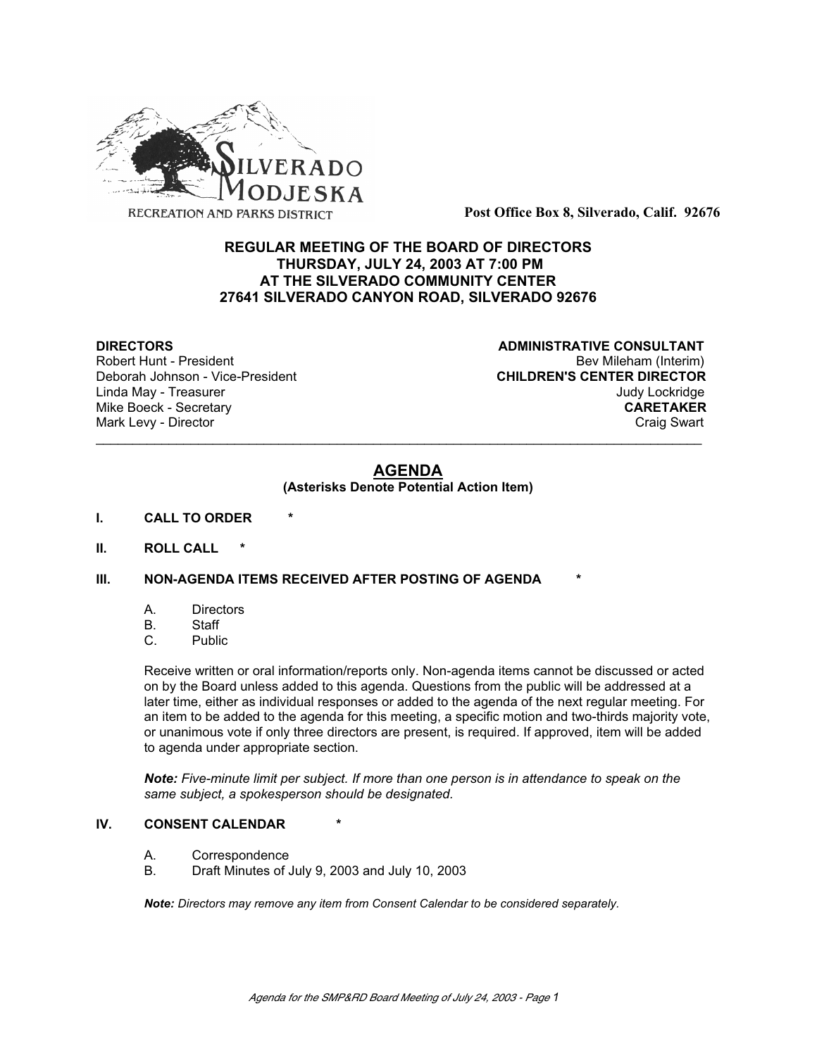SILVERADO MODJESKA

RECREATION AND PARKS DISTRICT

**Post Office Box 8, Silverado, Calif. 92676**

**REGULAR MEETING OF THE BOARD OF DIRECTORS**
**THURSDAY, JULY 24, 2003 AT 7:00 PM**
**AT THE SILVERADO COMMUNITY CENTER**
**27641 SILVERADO CANYON ROAD, SILVERADO 92676**

**DIRECTORS**
Robert Hunt - President
Deborah Johnson - Vice-President
Linda May - Treasurer
Mike Boeck - Secretary
Mark Levy - Director

**ADMINISTRATIVE CONSULTANT**
Bev Mileham (Interim)
**CHILDREN'S CENTER DIRECTOR**
Judy Lockridge
**CARETAKER**
Craig Swart

---

## AGENDA

**(Asterisks Denote Potential Action Item)**

**I. CALL TO ORDER \***

**II. ROLL CALL \***

**III. NON-AGENDA ITEMS RECEIVED AFTER POSTING OF AGENDA \***

A. Directors
B. Staff
C. Public

Receive written or oral information/reports only. Non-agenda items cannot be discussed or acted on by the Board unless added to this agenda. Questions from the public will be addressed at a later time, either as individual responses or added to the agenda of the next regular meeting. For an item to be added to the agenda for this meeting, a specific motion and two-thirds majority vote, or unanimous vote if only three directors are present, is required. If approved, item will be added to agenda under appropriate section.

***Note:*** *Five-minute limit per subject. If more than one person is in attendance to speak on the same subject, a spokesperson should be designated.*

**IV. CONSENT CALENDAR \***

A. Correspondence
B. Draft Minutes of July 9, 2003 and July 10, 2003

***Note:*** *Directors may remove any item from Consent Calendar to be considered separately.*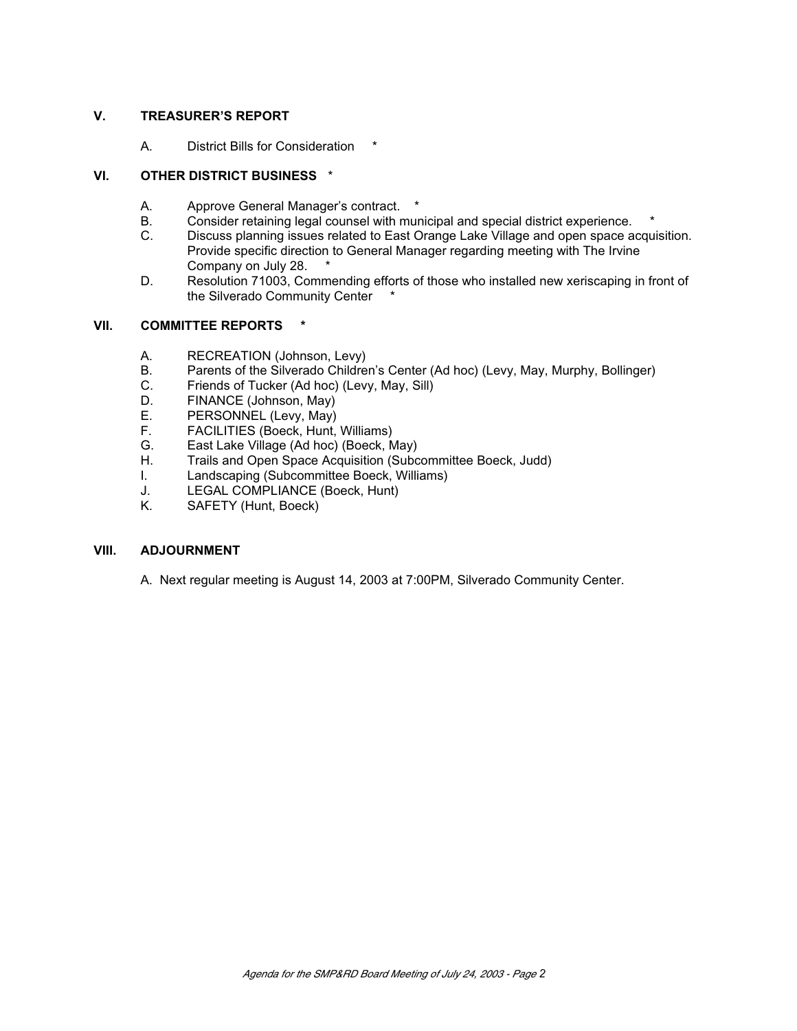## V. TREASURER'S REPORT

A. District Bills for Consideration *

## VI. OTHER DISTRICT BUSINESS *

A. Approve General Manager's contract. *

B. Consider retaining legal counsel with municipal and special district experience. *

C. Discuss planning issues related to East Orange Lake Village and open space acquisition. Provide specific direction to General Manager regarding meeting with The Irvine Company on July 28. *

D. Resolution 71003, Commending efforts of those who installed new xeriscaping in front of the Silverado Community Center *

## VII. COMMITTEE REPORTS *

A. RECREATION (Johnson, Levy)

B. Parents of the Silverado Children's Center (Ad hoc) (Levy, May, Murphy, Bollinger)

C. Friends of Tucker (Ad hoc) (Levy, May, Sill)

D. FINANCE (Johnson, May)

E. PERSONNEL (Levy, May)

F. FACILITIES (Boeck, Hunt, Williams)

G. East Lake Village (Ad hoc) (Boeck, May)

H. Trails and Open Space Acquisition (Subcommittee Boeck, Judd)

I. Landscaping (Subcommittee Boeck, Williams)

J. LEGAL COMPLIANCE (Boeck, Hunt)

K. SAFETY (Hunt, Boeck)

## VIII. ADJOURNMENT

A. Next regular meeting is August 14, 2003 at 7:00PM, Silverado Community Center.